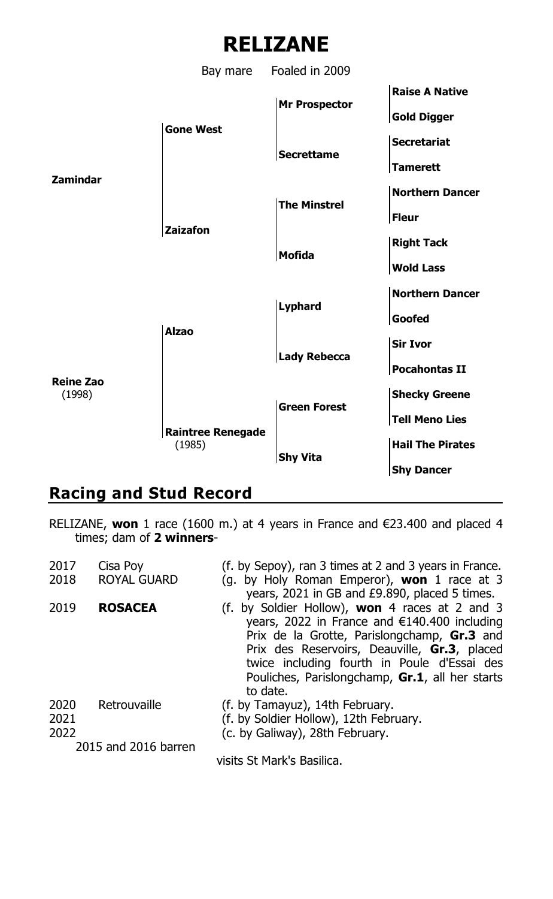# RELIZANE

Bay mare Foaled in 2009

| | | | |
|---|---|---|---|
| **Zamindar** | **Gone West** | **Mr Prospector** | **Raise A Native** |
| | | | **Gold Digger** |
| | | **Secrettame** | **Secretariat** |
| | | | **Tamerett** |
| | **Zaizafon** | **The Minstrel** | **Northern Dancer** |
| | | | **Fleur** |
| | | **Mofida** | **Right Tack** |
| | | | **Wold Lass** |
| **Reine Zao** (1998) | **Alzao** | **Lyphard** | **Northern Dancer** |
| | | | **Goofed** |
| | | **Lady Rebecca** | **Sir Ivor** |
| | | | **Pocahontas II** |
| | **Raintree Renegade** (1985) | **Green Forest** | **Shecky Greene** |
| | | | **Tell Meno Lies** |
| | | **Shy Vita** | **Hail The Pirates** |
| | | | **Shy Dancer** |

## Racing and Stud Record

RELIZANE, **won** 1 race (1600 m.) at 4 years in France and €23.400 and placed 4 times; dam of **2 winners**-

| | | |
|---|---|---|
| 2017 | Cisa Poy | (f. by Sepoy), ran 3 times at 2 and 3 years in France. |
| 2018 | ROYAL GUARD | (g. by Holy Roman Emperor), **won** 1 race at 3 years, 2021 in GB and £9.890, placed 5 times. |
| 2019 | **ROSACEA** | (f. by Soldier Hollow), **won** 4 races at 2 and 3 years, 2022 in France and €140.400 including Prix de la Grotte, Parislongchamp, **Gr.3** and Prix des Reservoirs, Deauville, **Gr.3**, placed twice including fourth in Poule d'Essai des Pouliches, Parislongchamp, **Gr.1**, all her starts to date. |
| 2020 | Retrouvaille | (f. by Tamayuz), 14th February. |
| 2021 | | (f. by Soldier Hollow), 12th February. |
| 2022 | | (c. by Galiway), 28th February. |

2015 and 2016 barren

visits St Mark's Basilica.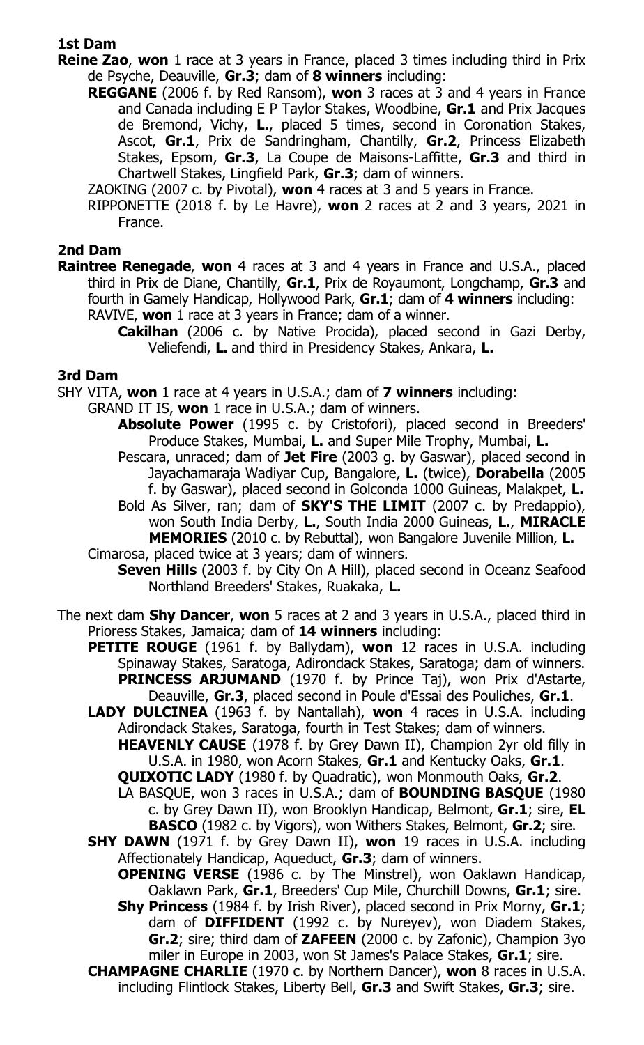### 1st Dam

**Reine Zao**, **won** 1 race at 3 years in France, placed 3 times including third in Prix de Psyche, Deauville, **Gr.3**; dam of **8 winners** including:

**REGGANE** (2006 f. by Red Ransom), **won** 3 races at 3 and 4 years in France and Canada including E P Taylor Stakes, Woodbine, **Gr.1** and Prix Jacques de Bremond, Vichy, **L.**, placed 5 times, second in Coronation Stakes, Ascot, **Gr.1**, Prix de Sandringham, Chantilly, **Gr.2**, Princess Elizabeth Stakes, Epsom, **Gr.3**, La Coupe de Maisons-Laffitte, **Gr.3** and third in Chartwell Stakes, Lingfield Park, **Gr.3**; dam of winners.

ZAOKING (2007 c. by Pivotal), **won** 4 races at 3 and 5 years in France.

RIPPONETTE (2018 f. by Le Havre), **won** 2 races at 2 and 3 years, 2021 in France.

### 2nd Dam

**Raintree Renegade**, **won** 4 races at 3 and 4 years in France and U.S.A., placed third in Prix de Diane, Chantilly, **Gr.1**, Prix de Royaumont, Longchamp, **Gr.3** and fourth in Gamely Handicap, Hollywood Park, **Gr.1**; dam of **4 winners** including:

RAVIVE, **won** 1 race at 3 years in France; dam of a winner.

**Cakilhan** (2006 c. by Native Procida), placed second in Gazi Derby, Veliefendi, **L.** and third in Presidency Stakes, Ankara, **L.**

### 3rd Dam

SHY VITA, **won** 1 race at 4 years in U.S.A.; dam of **7 winners** including:

GRAND IT IS, **won** 1 race in U.S.A.; dam of winners.

**Absolute Power** (1995 c. by Cristofori), placed second in Breeders' Produce Stakes, Mumbai, **L.** and Super Mile Trophy, Mumbai, **L.**

Pescara, unraced; dam of **Jet Fire** (2003 g. by Gaswar), placed second in Jayachamaraja Wadiyar Cup, Bangalore, **L.** (twice), **Dorabella** (2005 f. by Gaswar), placed second in Golconda 1000 Guineas, Malakpet, **L.**

Bold As Silver, ran; dam of **SKY'S THE LIMIT** (2007 c. by Predappio), won South India Derby, **L.**, South India 2000 Guineas, **L.**, **MIRACLE MEMORIES** (2010 c. by Rebuttal), won Bangalore Juvenile Million, **L.**

Cimarosa, placed twice at 3 years; dam of winners.

**Seven Hills** (2003 f. by City On A Hill), placed second in Oceanz Seafood Northland Breeders' Stakes, Ruakaka, **L.**

The next dam **Shy Dancer**, **won** 5 races at 2 and 3 years in U.S.A., placed third in Prioress Stakes, Jamaica; dam of **14 winners** including:

**PETITE ROUGE** (1961 f. by Ballydam), **won** 12 races in U.S.A. including Spinaway Stakes, Saratoga, Adirondack Stakes, Saratoga; dam of winners.

**PRINCESS ARJUMAND** (1970 f. by Prince Taj), won Prix d'Astarte, Deauville, **Gr.3**, placed second in Poule d'Essai des Pouliches, **Gr.1**.

**LADY DULCINEA** (1963 f. by Nantallah), **won** 4 races in U.S.A. including Adirondack Stakes, Saratoga, fourth in Test Stakes; dam of winners.

**HEAVENLY CAUSE** (1978 f. by Grey Dawn II), Champion 2yr old filly in U.S.A. in 1980, won Acorn Stakes, **Gr.1** and Kentucky Oaks, **Gr.1**.

**QUIXOTIC LADY** (1980 f. by Quadratic), won Monmouth Oaks, **Gr.2**.

LA BASQUE, won 3 races in U.S.A.; dam of **BOUNDING BASQUE** (1980 c. by Grey Dawn II), won Brooklyn Handicap, Belmont, **Gr.1**; sire, **EL BASCO** (1982 c. by Vigors), won Withers Stakes, Belmont, **Gr.2**; sire.

**SHY DAWN** (1971 f. by Grey Dawn II), **won** 19 races in U.S.A. including Affectionately Handicap, Aqueduct, **Gr.3**; dam of winners.

**OPENING VERSE** (1986 c. by The Minstrel), won Oaklawn Handicap, Oaklawn Park, **Gr.1**, Breeders' Cup Mile, Churchill Downs, **Gr.1**; sire.

**Shy Princess** (1984 f. by Irish River), placed second in Prix Morny, **Gr.1**; dam of **DIFFIDENT** (1992 c. by Nureyev), won Diadem Stakes, **Gr.2**; sire; third dam of **ZAFEEN** (2000 c. by Zafonic), Champion 3yo miler in Europe in 2003, won St James's Palace Stakes, **Gr.1**; sire.

**CHAMPAGNE CHARLIE** (1970 c. by Northern Dancer), **won** 8 races in U.S.A. including Flintlock Stakes, Liberty Bell, **Gr.3** and Swift Stakes, **Gr.3**; sire.